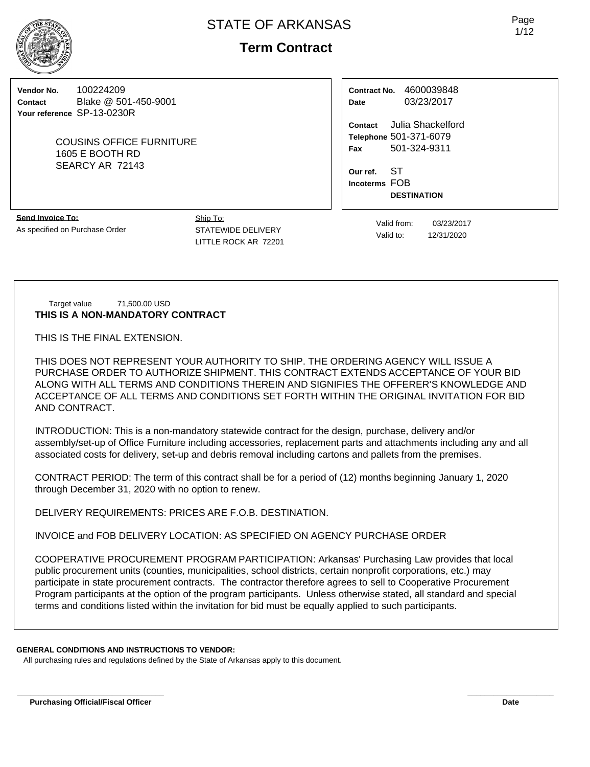# STATE OF ARKANSAS

## Term Contract

**Vendor No.** 100224209
**Contact** Blake @ 501-450-9001
**Your reference** SP-13-0230R

COUSINS OFFICE FURNITURE
1605 E BOOTH RD
SEARCY AR 72143

**Contract No.** 4600039848
**Date** 03/23/2017

**Contact** Julia Shackelford
**Telephone** 501-371-6079
**Fax** 501-324-9311

**Our ref.** ST
**Incoterms** FOB **DESTINATION**

**Send Invoice To:**
As specified on Purchase Order

Ship To:
STATEWIDE DELIVERY
LITTLE ROCK AR 72201

Valid from: 03/23/2017
Valid to: 12/31/2020

Target value 71,500.00 USD

**THIS IS A NON-MANDATORY CONTRACT**

THIS IS THE FINAL EXTENSION.

THIS DOES NOT REPRESENT YOUR AUTHORITY TO SHIP. THE ORDERING AGENCY WILL ISSUE A PURCHASE ORDER TO AUTHORIZE SHIPMENT. THIS CONTRACT EXTENDS ACCEPTANCE OF YOUR BID ALONG WITH ALL TERMS AND CONDITIONS THEREIN AND SIGNIFIES THE OFFERER'S KNOWLEDGE AND ACCEPTANCE OF ALL TERMS AND CONDITIONS SET FORTH WITHIN THE ORIGINAL INVITATION FOR BID AND CONTRACT.

INTRODUCTION: This is a non-mandatory statewide contract for the design, purchase, delivery and/or assembly/set-up of Office Furniture including accessories, replacement parts and attachments including any and all associated costs for delivery, set-up and debris removal including cartons and pallets from the premises.

CONTRACT PERIOD: The term of this contract shall be for a period of (12) months beginning January 1, 2020 through December 31, 2020 with no option to renew.

DELIVERY REQUIREMENTS: PRICES ARE F.O.B. DESTINATION.

INVOICE and FOB DELIVERY LOCATION: AS SPECIFIED ON AGENCY PURCHASE ORDER

COOPERATIVE PROCUREMENT PROGRAM PARTICIPATION: Arkansas' Purchasing Law provides that local public procurement units (counties, municipalities, school districts, certain nonprofit corporations, etc.) may participate in state procurement contracts. The contractor therefore agrees to sell to Cooperative Procurement Program participants at the option of the program participants. Unless otherwise stated, all standard and special terms and conditions listed within the invitation for bid must be equally applied to such participants.

**GENERAL CONDITIONS AND INSTRUCTIONS TO VENDOR:**
All purchasing rules and regulations defined by the State of Arkansas apply to this document.

**Purchasing Official/Fiscal Officer** **Date**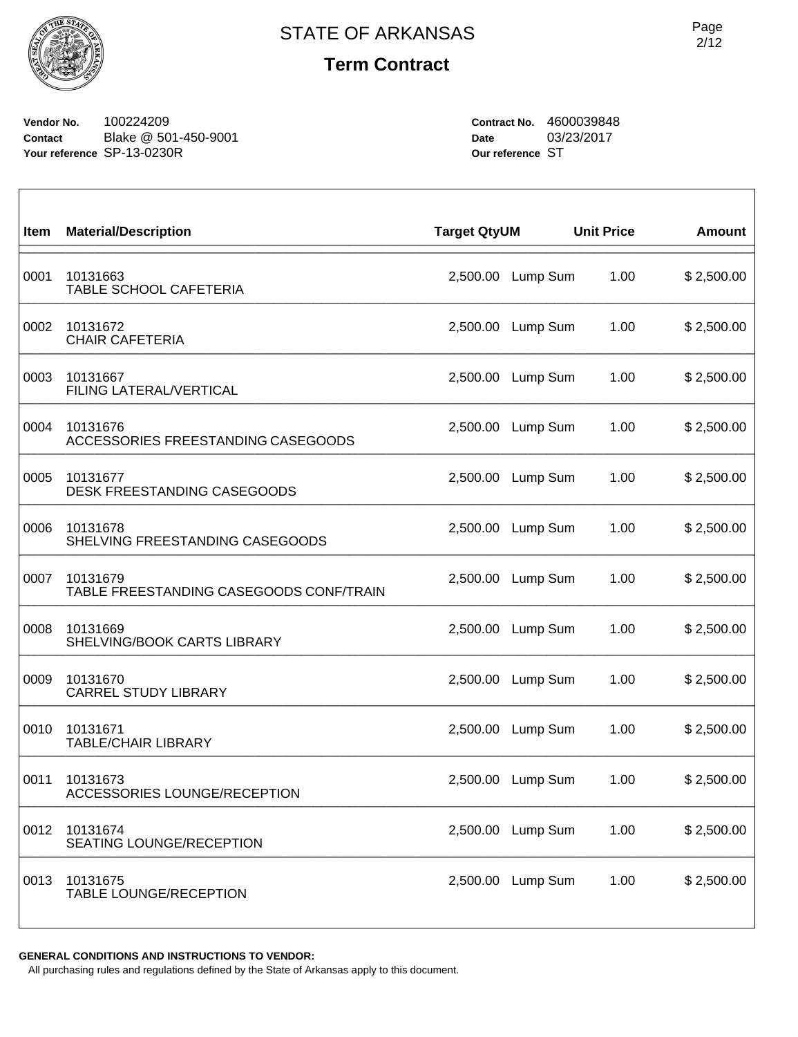# STATE OF ARKANSAS

## Term Contract

**Vendor No.** 100224209
**Contact** Blake @ 501-450-9001
**Your reference** SP-13-0230R

**Contract No.** 4600039848
**Date** 03/23/2017
**Our reference** ST

| Item | Material/Description | Target Qty | UM | Unit Price | Amount |
|---|---|---|---|---|---|
| 0001 | 10131663<br>TABLE SCHOOL CAFETERIA | 2,500.00 | Lump Sum | 1.00 | $ 2,500.00 |
| 0002 | 10131672<br>CHAIR CAFETERIA | 2,500.00 | Lump Sum | 1.00 | $ 2,500.00 |
| 0003 | 10131667<br>FILING LATERAL/VERTICAL | 2,500.00 | Lump Sum | 1.00 | $ 2,500.00 |
| 0004 | 10131676<br>ACCESSORIES FREESTANDING CASEGOODS | 2,500.00 | Lump Sum | 1.00 | $ 2,500.00 |
| 0005 | 10131677<br>DESK FREESTANDING CASEGOODS | 2,500.00 | Lump Sum | 1.00 | $ 2,500.00 |
| 0006 | 10131678<br>SHELVING FREESTANDING CASEGOODS | 2,500.00 | Lump Sum | 1.00 | $ 2,500.00 |
| 0007 | 10131679<br>TABLE FREESTANDING CASEGOODS CONF/TRAIN | 2,500.00 | Lump Sum | 1.00 | $ 2,500.00 |
| 0008 | 10131669<br>SHELVING/BOOK CARTS LIBRARY | 2,500.00 | Lump Sum | 1.00 | $ 2,500.00 |
| 0009 | 10131670<br>CARREL STUDY LIBRARY | 2,500.00 | Lump Sum | 1.00 | $ 2,500.00 |
| 0010 | 10131671<br>TABLE/CHAIR LIBRARY | 2,500.00 | Lump Sum | 1.00 | $ 2,500.00 |
| 0011 | 10131673<br>ACCESSORIES LOUNGE/RECEPTION | 2,500.00 | Lump Sum | 1.00 | $ 2,500.00 |
| 0012 | 10131674<br>SEATING LOUNGE/RECEPTION | 2,500.00 | Lump Sum | 1.00 | $ 2,500.00 |
| 0013 | 10131675<br>TABLE LOUNGE/RECEPTION | 2,500.00 | Lump Sum | 1.00 | $ 2,500.00 |

**GENERAL CONDITIONS AND INSTRUCTIONS TO VENDOR:**

All purchasing rules and regulations defined by the State of Arkansas apply to this document.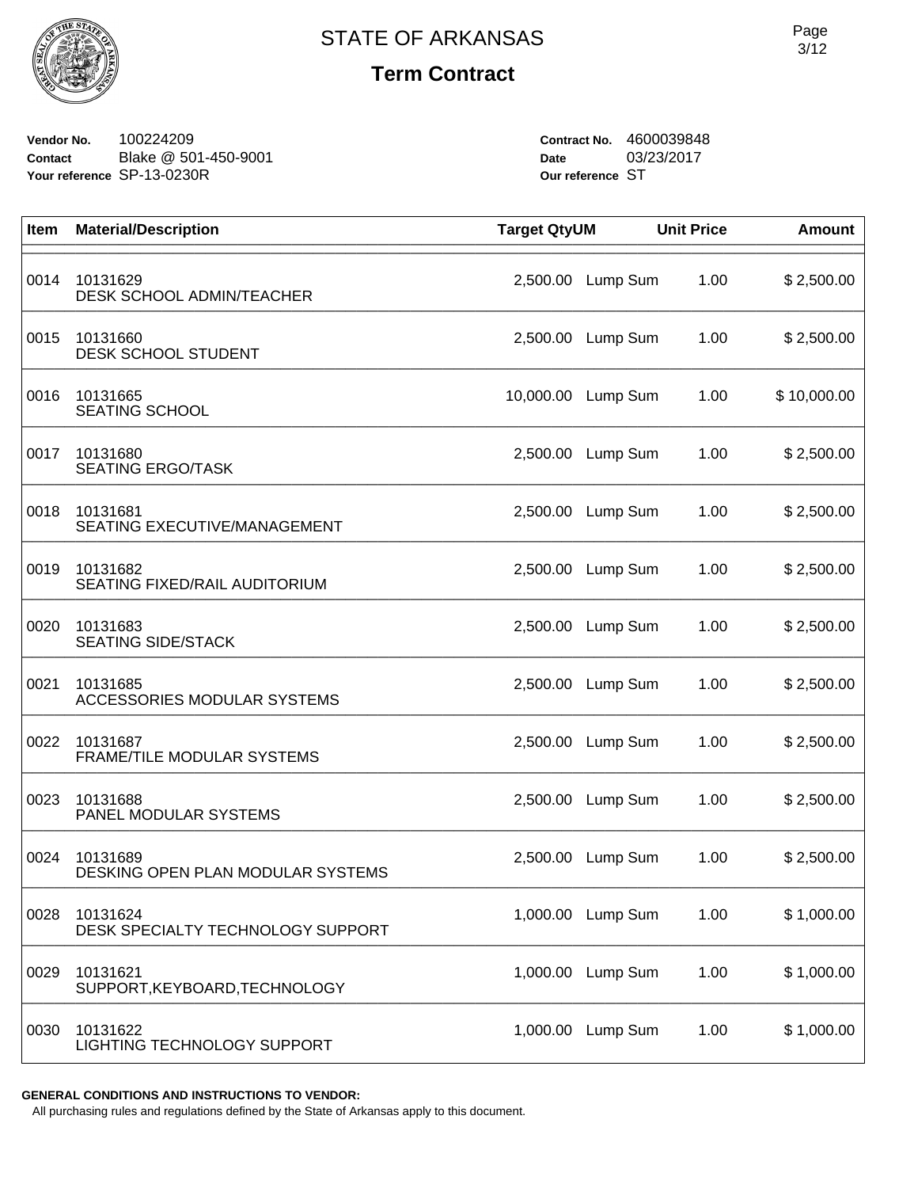# STATE OF ARKANSAS

## Term Contract

**Vendor No.** 100224209
**Contact** Blake @ 501-450-9001
**Your reference** SP-13-0230R

**Contract No.** 4600039848
**Date** 03/23/2017
**Our reference** ST

| Item | Material/Description | Target Qty | UM | Unit Price | Amount |
|---|---|---|---|---|---|
| 0014 | 10131629<br>DESK SCHOOL ADMIN/TEACHER | 2,500.00 | Lump Sum | 1.00 | $ 2,500.00 |
| 0015 | 10131660<br>DESK SCHOOL STUDENT | 2,500.00 | Lump Sum | 1.00 | $ 2,500.00 |
| 0016 | 10131665<br>SEATING SCHOOL | 10,000.00 | Lump Sum | 1.00 | $ 10,000.00 |
| 0017 | 10131680<br>SEATING ERGO/TASK | 2,500.00 | Lump Sum | 1.00 | $ 2,500.00 |
| 0018 | 10131681<br>SEATING EXECUTIVE/MANAGEMENT | 2,500.00 | Lump Sum | 1.00 | $ 2,500.00 |
| 0019 | 10131682<br>SEATING FIXED/RAIL AUDITORIUM | 2,500.00 | Lump Sum | 1.00 | $ 2,500.00 |
| 0020 | 10131683<br>SEATING SIDE/STACK | 2,500.00 | Lump Sum | 1.00 | $ 2,500.00 |
| 0021 | 10131685<br>ACCESSORIES MODULAR SYSTEMS | 2,500.00 | Lump Sum | 1.00 | $ 2,500.00 |
| 0022 | 10131687<br>FRAME/TILE MODULAR SYSTEMS | 2,500.00 | Lump Sum | 1.00 | $ 2,500.00 |
| 0023 | 10131688<br>PANEL MODULAR SYSTEMS | 2,500.00 | Lump Sum | 1.00 | $ 2,500.00 |
| 0024 | 10131689<br>DESKING OPEN PLAN MODULAR SYSTEMS | 2,500.00 | Lump Sum | 1.00 | $ 2,500.00 |
| 0028 | 10131624<br>DESK SPECIALTY TECHNOLOGY SUPPORT | 1,000.00 | Lump Sum | 1.00 | $ 1,000.00 |
| 0029 | 10131621<br>SUPPORT,KEYBOARD,TECHNOLOGY | 1,000.00 | Lump Sum | 1.00 | $ 1,000.00 |
| 0030 | 10131622<br>LIGHTING TECHNOLOGY SUPPORT | 1,000.00 | Lump Sum | 1.00 | $ 1,000.00 |

**GENERAL CONDITIONS AND INSTRUCTIONS TO VENDOR:**

All purchasing rules and regulations defined by the State of Arkansas apply to this document.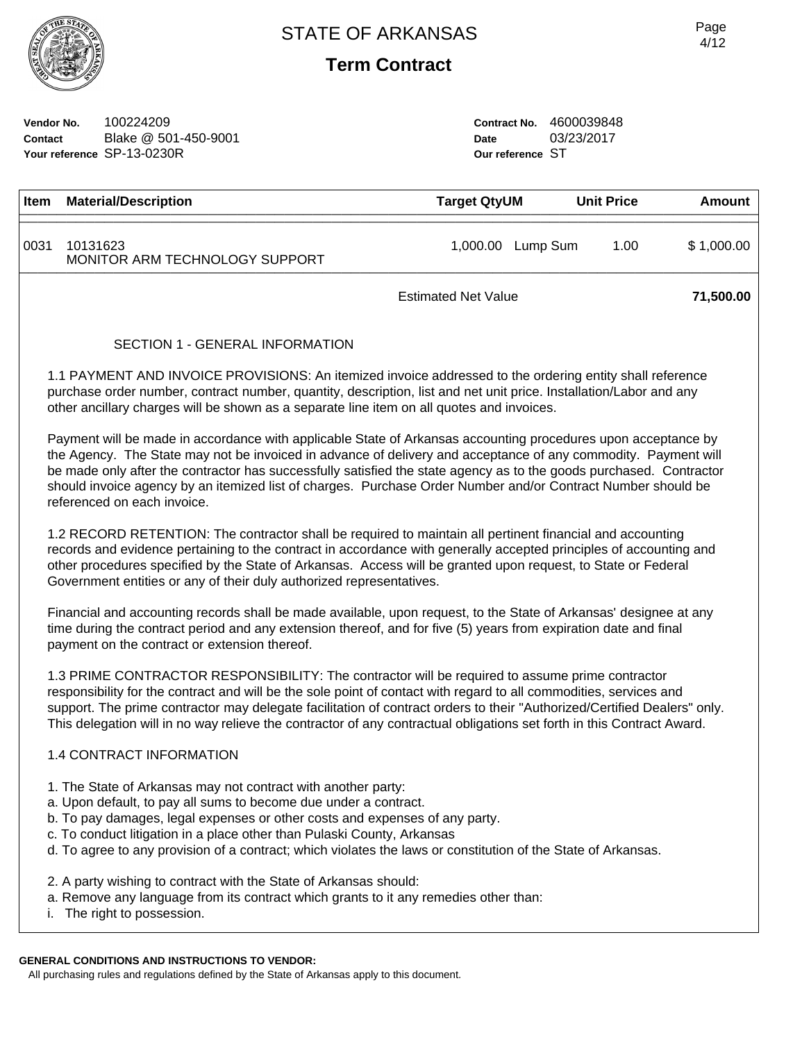# STATE OF ARKANSAS

## Term Contract

**Vendor No.** 100224209
**Contact** Blake @ 501-450-9001
**Your reference** SP-13-0230R

**Contract No.** 4600039848
**Date** 03/23/2017
**Our reference** ST

| Item | Material/Description | Target QtyUM | | Unit Price | Amount |
|---|---|---|---|---|---|
| 0031 | 10131623<br>MONITOR ARM TECHNOLOGY SUPPORT | 1,000.00 | Lump Sum | 1.00 | $ 1,000.00 |
| | | Estimated Net Value | | | **71,500.00** |

SECTION 1 - GENERAL INFORMATION

1.1 PAYMENT AND INVOICE PROVISIONS: An itemized invoice addressed to the ordering entity shall reference purchase order number, contract number, quantity, description, list and net unit price. Installation/Labor and any other ancillary charges will be shown as a separate line item on all quotes and invoices.

Payment will be made in accordance with applicable State of Arkansas accounting procedures upon acceptance by the Agency. The State may not be invoiced in advance of delivery and acceptance of any commodity. Payment will be made only after the contractor has successfully satisfied the state agency as to the goods purchased. Contractor should invoice agency by an itemized list of charges. Purchase Order Number and/or Contract Number should be referenced on each invoice.

1.2 RECORD RETENTION: The contractor shall be required to maintain all pertinent financial and accounting records and evidence pertaining to the contract in accordance with generally accepted principles of accounting and other procedures specified by the State of Arkansas. Access will be granted upon request, to State or Federal Government entities or any of their duly authorized representatives.

Financial and accounting records shall be made available, upon request, to the State of Arkansas' designee at any time during the contract period and any extension thereof, and for five (5) years from expiration date and final payment on the contract or extension thereof.

1.3 PRIME CONTRACTOR RESPONSIBILITY: The contractor will be required to assume prime contractor responsibility for the contract and will be the sole point of contact with regard to all commodities, services and support. The prime contractor may delegate facilitation of contract orders to their "Authorized/Certified Dealers" only. This delegation will in no way relieve the contractor of any contractual obligations set forth in this Contract Award.

1.4 CONTRACT INFORMATION

1. The State of Arkansas may not contract with another party:
a. Upon default, to pay all sums to become due under a contract.
b. To pay damages, legal expenses or other costs and expenses of any party.
c. To conduct litigation in a place other than Pulaski County, Arkansas
d. To agree to any provision of a contract; which violates the laws or constitution of the State of Arkansas.

2. A party wishing to contract with the State of Arkansas should:
a. Remove any language from its contract which grants to it any remedies other than:
i. The right to possession.

**GENERAL CONDITIONS AND INSTRUCTIONS TO VENDOR:**
All purchasing rules and regulations defined by the State of Arkansas apply to this document.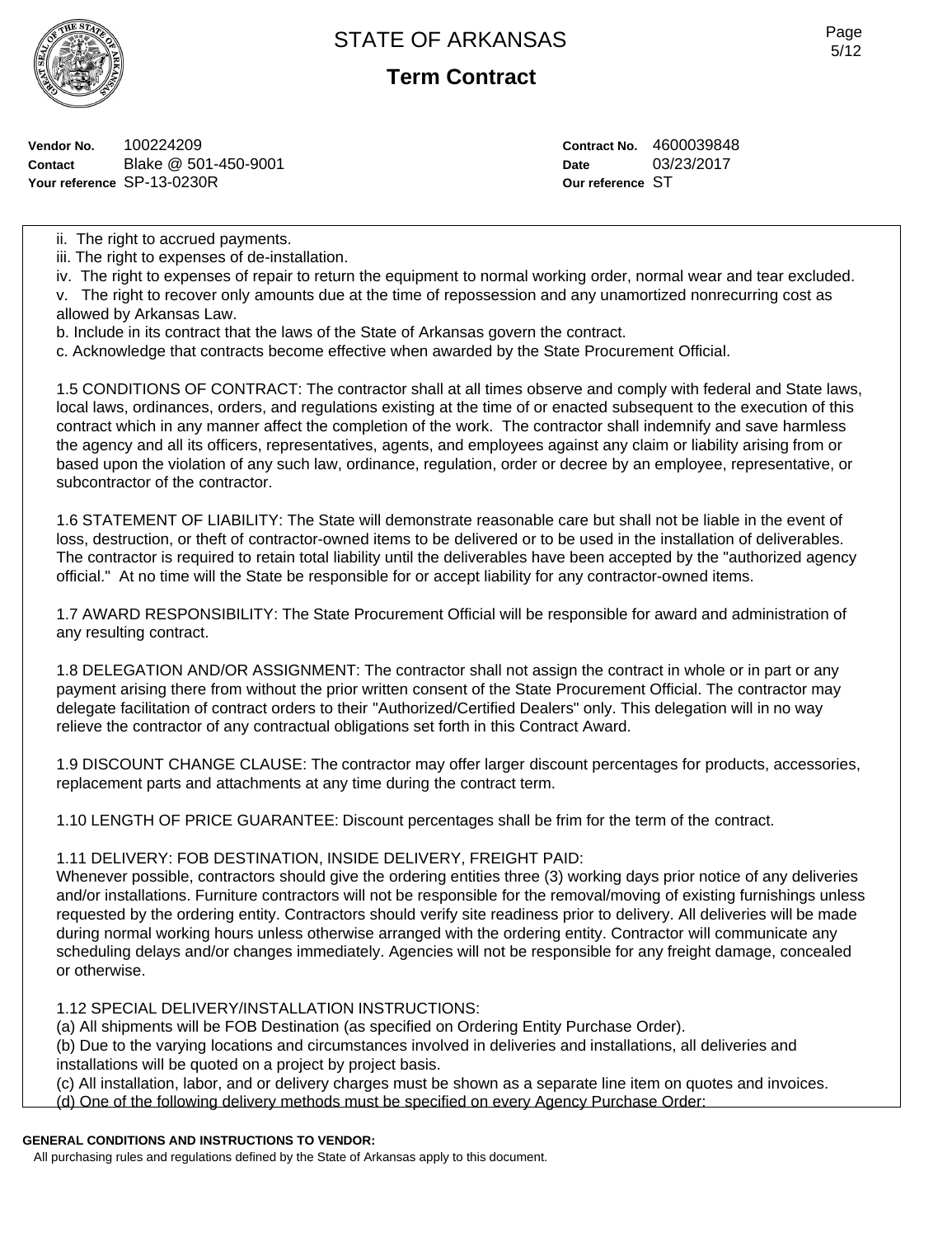Vendor No. 100224209
Contact Blake @ 501-450-9001
Your reference SP-13-0230R

Contract No. 4600039848
Date 03/23/2017
Our reference ST

ii. The right to accrued payments.
iii. The right to expenses of de-installation.
iv. The right to expenses of repair to return the equipment to normal working order, normal wear and tear excluded.
v. The right to recover only amounts due at the time of repossession and any unamortized nonrecurring cost as allowed by Arkansas Law.
b. Include in its contract that the laws of the State of Arkansas govern the contract.
c. Acknowledge that contracts become effective when awarded by the State Procurement Official.

1.5 CONDITIONS OF CONTRACT: The contractor shall at all times observe and comply with federal and State laws, local laws, ordinances, orders, and regulations existing at the time of or enacted subsequent to the execution of this contract which in any manner affect the completion of the work. The contractor shall indemnify and save harmless the agency and all its officers, representatives, agents, and employees against any claim or liability arising from or based upon the violation of any such law, ordinance, regulation, order or decree by an employee, representative, or subcontractor of the contractor.

1.6 STATEMENT OF LIABILITY: The State will demonstrate reasonable care but shall not be liable in the event of loss, destruction, or theft of contractor-owned items to be delivered or to be used in the installation of deliverables. The contractor is required to retain total liability until the deliverables have been accepted by the "authorized agency official." At no time will the State be responsible for or accept liability for any contractor-owned items.

1.7 AWARD RESPONSIBILITY: The State Procurement Official will be responsible for award and administration of any resulting contract.

1.8 DELEGATION AND/OR ASSIGNMENT: The contractor shall not assign the contract in whole or in part or any payment arising there from without the prior written consent of the State Procurement Official. The contractor may delegate facilitation of contract orders to their "Authorized/Certified Dealers" only. This delegation will in no way relieve the contractor of any contractual obligations set forth in this Contract Award.

1.9 DISCOUNT CHANGE CLAUSE: The contractor may offer larger discount percentages for products, accessories, replacement parts and attachments at any time during the contract term.

1.10 LENGTH OF PRICE GUARANTEE: Discount percentages shall be frim for the term of the contract.

1.11 DELIVERY: FOB DESTINATION, INSIDE DELIVERY, FREIGHT PAID:
Whenever possible, contractors should give the ordering entities three (3) working days prior notice of any deliveries and/or installations. Furniture contractors will not be responsible for the removal/moving of existing furnishings unless requested by the ordering entity. Contractors should verify site readiness prior to delivery. All deliveries will be made during normal working hours unless otherwise arranged with the ordering entity. Contractor will communicate any scheduling delays and/or changes immediately. Agencies will not be responsible for any freight damage, concealed or otherwise.

1.12 SPECIAL DELIVERY/INSTALLATION INSTRUCTIONS:
(a) All shipments will be FOB Destination (as specified on Ordering Entity Purchase Order).
(b) Due to the varying locations and circumstances involved in deliveries and installations, all deliveries and installations will be quoted on a project by project basis.
(c) All installation, labor, and or delivery charges must be shown as a separate line item on quotes and invoices.
(d) One of the following delivery methods must be specified on every Agency Purchase Order:

**GENERAL CONDITIONS AND INSTRUCTIONS TO VENDOR:**
All purchasing rules and regulations defined by the State of Arkansas apply to this document.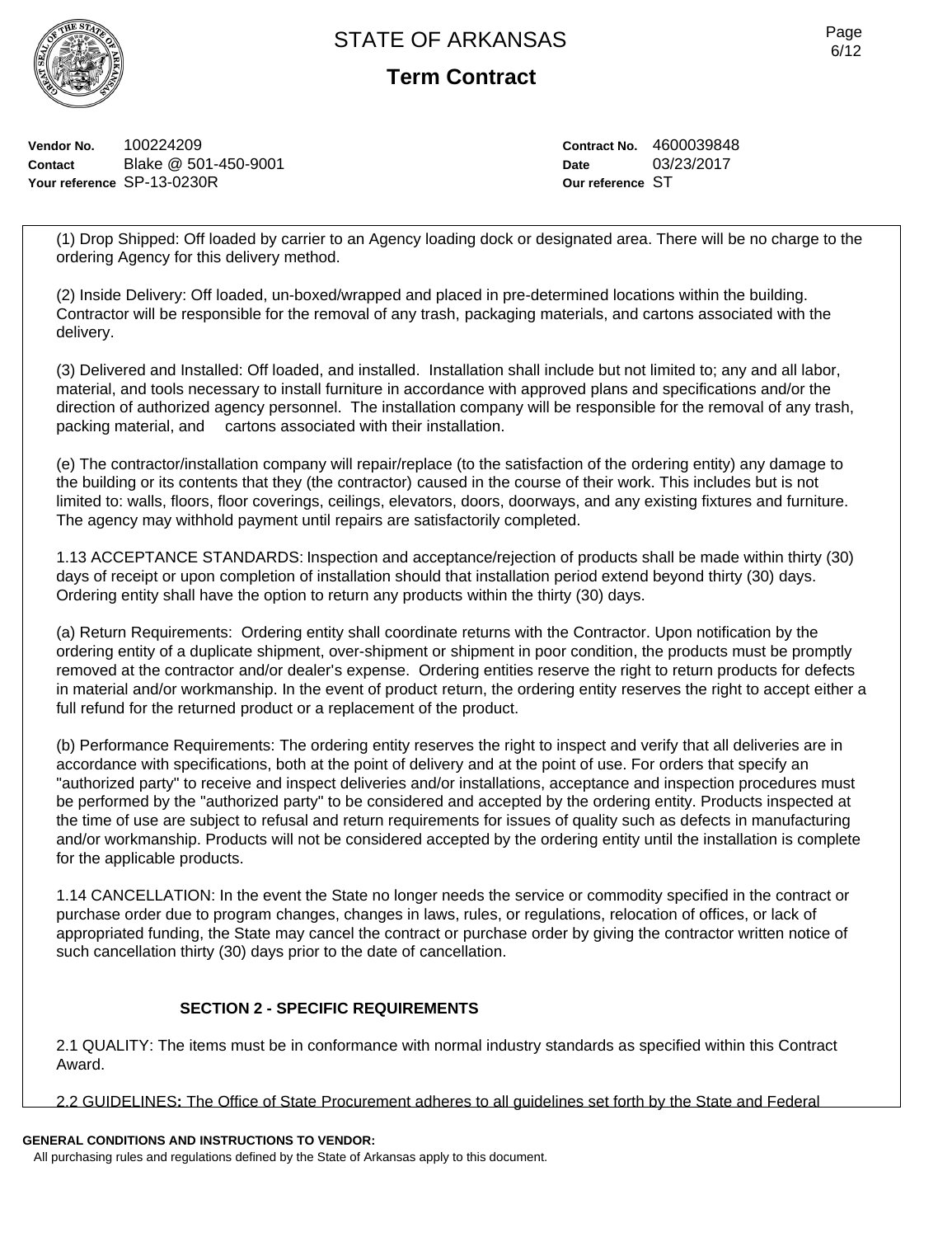**STATE OF ARKANSAS**

**Term Contract**

**Vendor No.** 100224209
**Contact** Blake @ 501-450-9001
**Your reference** SP-13-0230R

**Contract No.** 4600039848
**Date** 03/23/2017
**Our reference** ST

(1) Drop Shipped: Off loaded by carrier to an Agency loading dock or designated area. There will be no charge to the ordering Agency for this delivery method.

(2) Inside Delivery: Off loaded, un-boxed/wrapped and placed in pre-determined locations within the building. Contractor will be responsible for the removal of any trash, packaging materials, and cartons associated with the delivery.

(3) Delivered and Installed: Off loaded, and installed. Installation shall include but not limited to; any and all labor, material, and tools necessary to install furniture in accordance with approved plans and specifications and/or the direction of authorized agency personnel. The installation company will be responsible for the removal of any trash, packing material, and cartons associated with their installation.

(e) The contractor/installation company will repair/replace (to the satisfaction of the ordering entity) any damage to the building or its contents that they (the contractor) caused in the course of their work. This includes but is not limited to: walls, floors, floor coverings, ceilings, elevators, doors, doorways, and any existing fixtures and furniture. The agency may withhold payment until repairs are satisfactorily completed.

1.13 ACCEPTANCE STANDARDS: Inspection and acceptance/rejection of products shall be made within thirty (30) days of receipt or upon completion of installation should that installation period extend beyond thirty (30) days. Ordering entity shall have the option to return any products within the thirty (30) days.

(a) Return Requirements: Ordering entity shall coordinate returns with the Contractor. Upon notification by the ordering entity of a duplicate shipment, over-shipment or shipment in poor condition, the products must be promptly removed at the contractor and/or dealer's expense. Ordering entities reserve the right to return products for defects in material and/or workmanship. In the event of product return, the ordering entity reserves the right to accept either a full refund for the returned product or a replacement of the product.

(b) Performance Requirements: The ordering entity reserves the right to inspect and verify that all deliveries are in accordance with specifications, both at the point of delivery and at the point of use. For orders that specify an "authorized party" to receive and inspect deliveries and/or installations, acceptance and inspection procedures must be performed by the "authorized party" to be considered and accepted by the ordering entity. Products inspected at the time of use are subject to refusal and return requirements for issues of quality such as defects in manufacturing and/or workmanship. Products will not be considered accepted by the ordering entity until the installation is complete for the applicable products.

1.14 CANCELLATION: In the event the State no longer needs the service or commodity specified in the contract or purchase order due to program changes, changes in laws, rules, or regulations, relocation of offices, or lack of appropriated funding, the State may cancel the contract or purchase order by giving the contractor written notice of such cancellation thirty (30) days prior to the date of cancellation.

## SECTION 2 - SPECIFIC REQUIREMENTS

2.1 QUALITY: The items must be in conformance with normal industry standards as specified within this Contract Award.

2.2 GUIDELINES**:** The Office of State Procurement adheres to all guidelines set forth by the State and Federal

**GENERAL CONDITIONS AND INSTRUCTIONS TO VENDOR:**
All purchasing rules and regulations defined by the State of Arkansas apply to this document.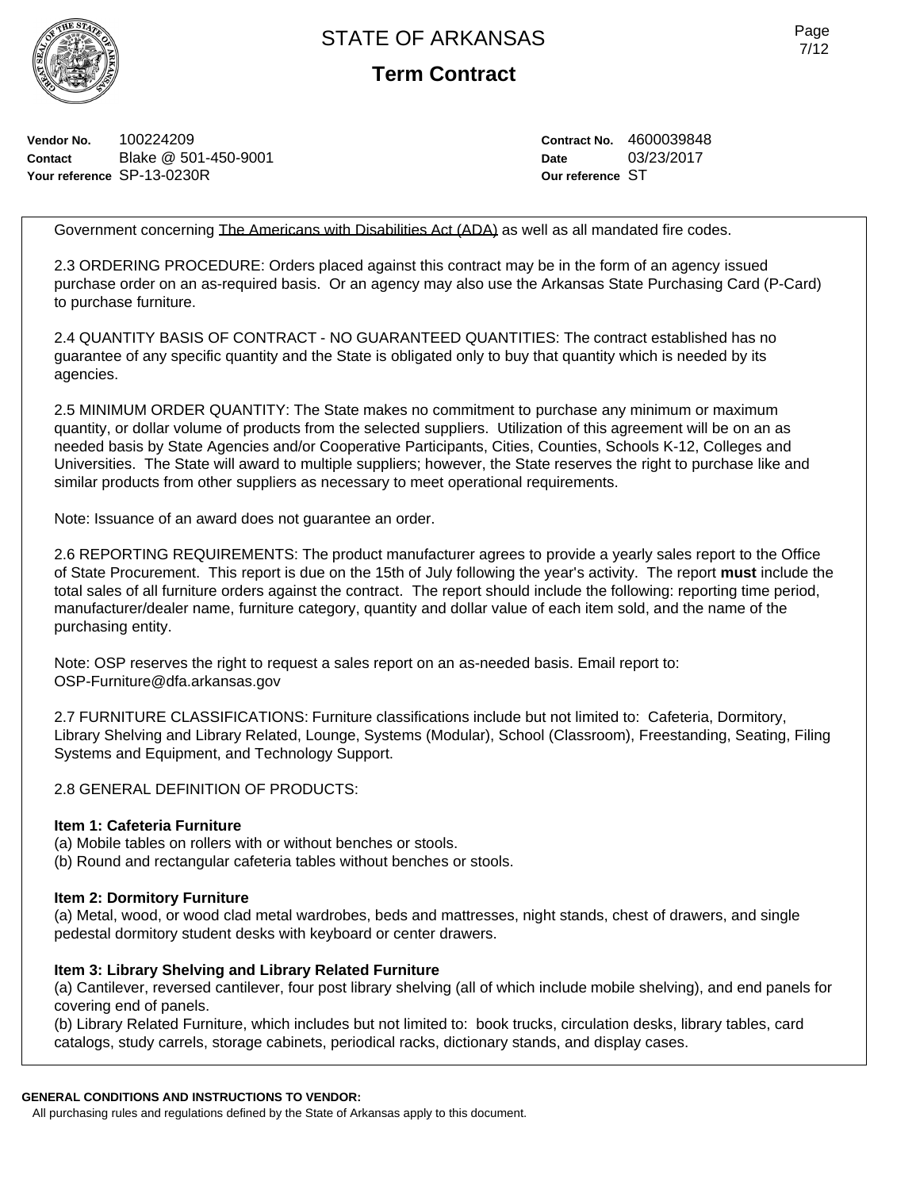**Vendor No.** 100224209
**Contact** Blake @ 501-450-9001
**Your reference** SP-13-0230R

**Contract No.** 4600039848
**Date** 03/23/2017
**Our reference** ST

Government concerning <u>The Americans with Disabilities Act (ADA)</u> as well as all mandated fire codes.

2.3 ORDERING PROCEDURE: Orders placed against this contract may be in the form of an agency issued purchase order on an as-required basis. Or an agency may also use the Arkansas State Purchasing Card (P-Card) to purchase furniture.

2.4 QUANTITY BASIS OF CONTRACT - NO GUARANTEED QUANTITIES: The contract established has no guarantee of any specific quantity and the State is obligated only to buy that quantity which is needed by its agencies.

2.5 MINIMUM ORDER QUANTITY: The State makes no commitment to purchase any minimum or maximum quantity, or dollar volume of products from the selected suppliers. Utilization of this agreement will be on an as needed basis by State Agencies and/or Cooperative Participants, Cities, Counties, Schools K-12, Colleges and Universities. The State will award to multiple suppliers; however, the State reserves the right to purchase like and similar products from other suppliers as necessary to meet operational requirements.

Note: Issuance of an award does not guarantee an order.

2.6 REPORTING REQUIREMENTS: The product manufacturer agrees to provide a yearly sales report to the Office of State Procurement. This report is due on the 15th of July following the year's activity. The report **must** include the total sales of all furniture orders against the contract. The report should include the following: reporting time period, manufacturer/dealer name, furniture category, quantity and dollar value of each item sold, and the name of the purchasing entity.

Note: OSP reserves the right to request a sales report on an as-needed basis. Email report to: OSP-Furniture@dfa.arkansas.gov

2.7 FURNITURE CLASSIFICATIONS: Furniture classifications include but not limited to: Cafeteria, Dormitory, Library Shelving and Library Related, Lounge, Systems (Modular), School (Classroom), Freestanding, Seating, Filing Systems and Equipment, and Technology Support.

2.8 GENERAL DEFINITION OF PRODUCTS:

**Item 1: Cafeteria Furniture**
(a) Mobile tables on rollers with or without benches or stools.
(b) Round and rectangular cafeteria tables without benches or stools.

**Item 2: Dormitory Furniture**
(a) Metal, wood, or wood clad metal wardrobes, beds and mattresses, night stands, chest of drawers, and single pedestal dormitory student desks with keyboard or center drawers.

**Item 3: Library Shelving and Library Related Furniture**
(a) Cantilever, reversed cantilever, four post library shelving (all of which include mobile shelving), and end panels for covering end of panels.
(b) Library Related Furniture, which includes but not limited to: book trucks, circulation desks, library tables, card catalogs, study carrels, storage cabinets, periodical racks, dictionary stands, and display cases.

**GENERAL CONDITIONS AND INSTRUCTIONS TO VENDOR:**
All purchasing rules and regulations defined by the State of Arkansas apply to this document.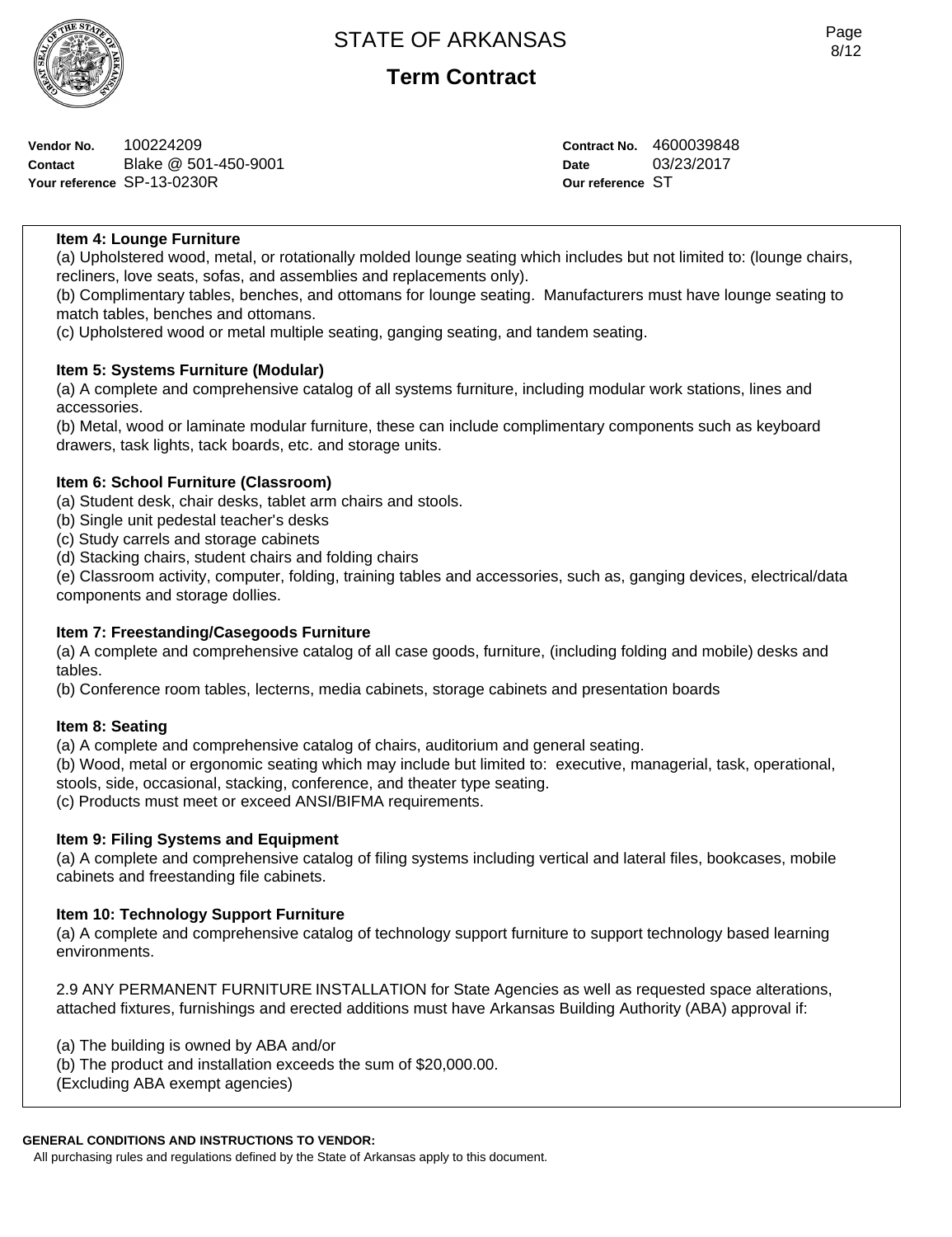**Vendor No.** 100224209
**Contact** Blake @ 501-450-9001
**Your reference** SP-13-0230R

**Contract No.** 4600039848
**Date** 03/23/2017
**Our reference** ST

**Item 4: Lounge Furniture**

(a) Upholstered wood, metal, or rotationally molded lounge seating which includes but not limited to: (lounge chairs, recliners, love seats, sofas, and assemblies and replacements only).
(b) Complimentary tables, benches, and ottomans for lounge seating. Manufacturers must have lounge seating to match tables, benches and ottomans.
(c) Upholstered wood or metal multiple seating, ganging seating, and tandem seating.

**Item 5: Systems Furniture (Modular)**

(a) A complete and comprehensive catalog of all systems furniture, including modular work stations, lines and accessories.
(b) Metal, wood or laminate modular furniture, these can include complimentary components such as keyboard drawers, task lights, tack boards, etc. and storage units.

**Item 6: School Furniture (Classroom)**

(a) Student desk, chair desks, tablet arm chairs and stools.
(b) Single unit pedestal teacher's desks
(c) Study carrels and storage cabinets
(d) Stacking chairs, student chairs and folding chairs
(e) Classroom activity, computer, folding, training tables and accessories, such as, ganging devices, electrical/data components and storage dollies.

**Item 7: Freestanding/Casegoods Furniture**

(a) A complete and comprehensive catalog of all case goods, furniture, (including folding and mobile) desks and tables.
(b) Conference room tables, lecterns, media cabinets, storage cabinets and presentation boards

**Item 8: Seating**

(a) A complete and comprehensive catalog of chairs, auditorium and general seating.
(b) Wood, metal or ergonomic seating which may include but limited to: executive, managerial, task, operational, stools, side, occasional, stacking, conference, and theater type seating.
(c) Products must meet or exceed ANSI/BIFMA requirements.

**Item 9: Filing Systems and Equipment**

(a) A complete and comprehensive catalog of filing systems including vertical and lateral files, bookcases, mobile cabinets and freestanding file cabinets.

**Item 10: Technology Support Furniture**

(a) A complete and comprehensive catalog of technology support furniture to support technology based learning environments.

2.9 ANY PERMANENT FURNITURE INSTALLATION for State Agencies as well as requested space alterations, attached fixtures, furnishings and erected additions must have Arkansas Building Authority (ABA) approval if:

(a) The building is owned by ABA and/or
(b) The product and installation exceeds the sum of $20,000.00.
(Excluding ABA exempt agencies)

**GENERAL CONDITIONS AND INSTRUCTIONS TO VENDOR:**

All purchasing rules and regulations defined by the State of Arkansas apply to this document.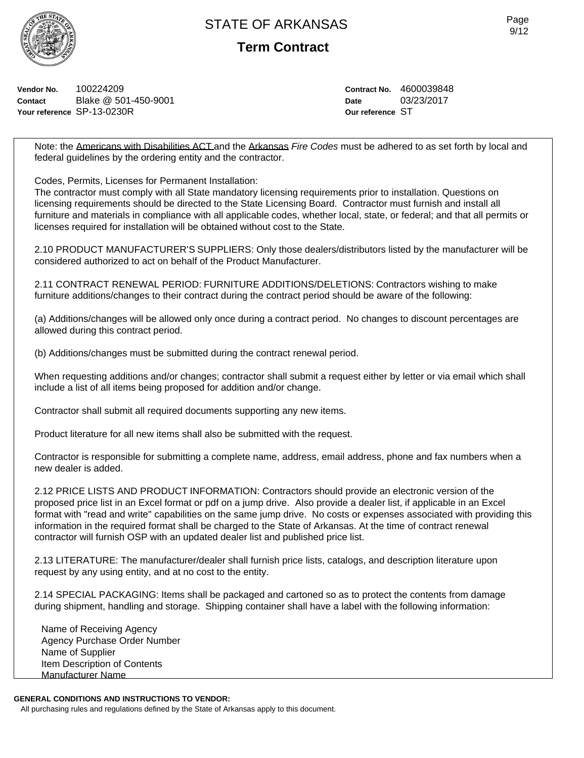**Vendor No.** 100224209
**Contact** Blake @ 501-450-9001
**Your reference** SP-13-0230R

**Contract No.** 4600039848
**Date** 03/23/2017
**Our reference** ST

Note: the Americans with Disabilities ACT and the Arkansas *Fire Codes* must be adhered to as set forth by local and federal guidelines by the ordering entity and the contractor.

Codes, Permits, Licenses for Permanent Installation:
The contractor must comply with all State mandatory licensing requirements prior to installation. Questions on licensing requirements should be directed to the State Licensing Board. Contractor must furnish and install all furniture and materials in compliance with all applicable codes, whether local, state, or federal; and that all permits or licenses required for installation will be obtained without cost to the State.

2.10 PRODUCT MANUFACTURER'S SUPPLIERS: Only those dealers/distributors listed by the manufacturer will be considered authorized to act on behalf of the Product Manufacturer.

2.11 CONTRACT RENEWAL PERIOD: FURNITURE ADDITIONS/DELETIONS: Contractors wishing to make furniture additions/changes to their contract during the contract period should be aware of the following:

(a) Additions/changes will be allowed only once during a contract period. No changes to discount percentages are allowed during this contract period.

(b) Additions/changes must be submitted during the contract renewal period.

When requesting additions and/or changes; contractor shall submit a request either by letter or via email which shall include a list of all items being proposed for addition and/or change.

Contractor shall submit all required documents supporting any new items.

Product literature for all new items shall also be submitted with the request.

Contractor is responsible for submitting a complete name, address, email address, phone and fax numbers when a new dealer is added.

2.12 PRICE LISTS AND PRODUCT INFORMATION: Contractors should provide an electronic version of the proposed price list in an Excel format or pdf on a jump drive. Also provide a dealer list, if applicable in an Excel format with "read and write" capabilities on the same jump drive. No costs or expenses associated with providing this information in the required format shall be charged to the State of Arkansas. At the time of contract renewal contractor will furnish OSP with an updated dealer list and published price list.

2.13 LITERATURE: The manufacturer/dealer shall furnish price lists, catalogs, and description literature upon request by any using entity, and at no cost to the entity.

2.14 SPECIAL PACKAGING: Items shall be packaged and cartoned so as to protect the contents from damage during shipment, handling and storage. Shipping container shall have a label with the following information:

Name of Receiving Agency
Agency Purchase Order Number
Name of Supplier
Item Description of Contents
Manufacturer Name

**GENERAL CONDITIONS AND INSTRUCTIONS TO VENDOR:**
All purchasing rules and regulations defined by the State of Arkansas apply to this document.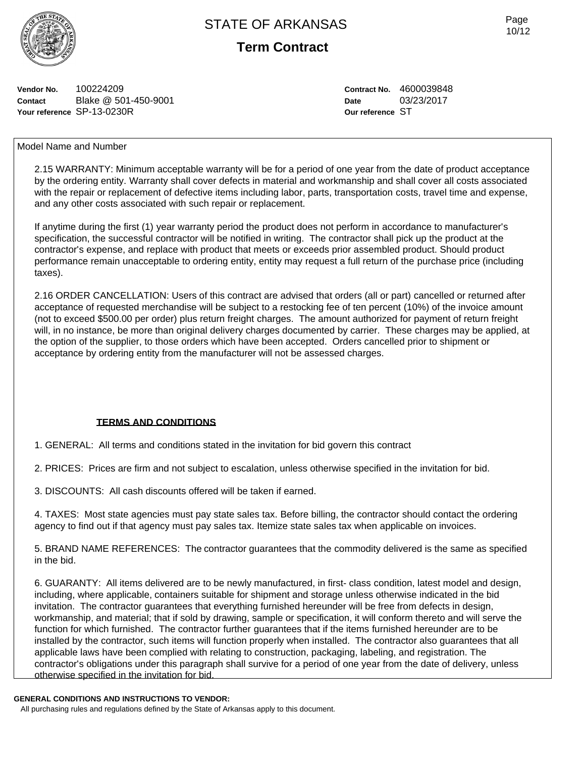# STATE OF ARKANSAS

## Term Contract

**Vendor No.** 100224209
**Contact** Blake @ 501-450-9001
**Your reference** SP-13-0230R

**Contract No.** 4600039848
**Date** 03/23/2017
**Our reference** ST

Model Name and Number

2.15 WARRANTY: Minimum acceptable warranty will be for a period of one year from the date of product acceptance by the ordering entity. Warranty shall cover defects in material and workmanship and shall cover all costs associated with the repair or replacement of defective items including labor, parts, transportation costs, travel time and expense, and any other costs associated with such repair or replacement.

If anytime during the first (1) year warranty period the product does not perform in accordance to manufacturer's specification, the successful contractor will be notified in writing. The contractor shall pick up the product at the contractor's expense, and replace with product that meets or exceeds prior assembled product. Should product performance remain unacceptable to ordering entity, entity may request a full return of the purchase price (including taxes).

2.16 ORDER CANCELLATION: Users of this contract are advised that orders (all or part) cancelled or returned after acceptance of requested merchandise will be subject to a restocking fee of ten percent (10%) of the invoice amount (not to exceed $500.00 per order) plus return freight charges. The amount authorized for payment of return freight will, in no instance, be more than original delivery charges documented by carrier. These charges may be applied, at the option of the supplier, to those orders which have been accepted. Orders cancelled prior to shipment or acceptance by ordering entity from the manufacturer will not be assessed charges.

**TERMS AND CONDITIONS**

1. GENERAL: All terms and conditions stated in the invitation for bid govern this contract

2. PRICES: Prices are firm and not subject to escalation, unless otherwise specified in the invitation for bid.

3. DISCOUNTS: All cash discounts offered will be taken if earned.

4. TAXES: Most state agencies must pay state sales tax. Before billing, the contractor should contact the ordering agency to find out if that agency must pay sales tax. Itemize state sales tax when applicable on invoices.

5. BRAND NAME REFERENCES: The contractor guarantees that the commodity delivered is the same as specified in the bid.

6. GUARANTY: All items delivered are to be newly manufactured, in first- class condition, latest model and design, including, where applicable, containers suitable for shipment and storage unless otherwise indicated in the bid invitation. The contractor guarantees that everything furnished hereunder will be free from defects in design, workmanship, and material; that if sold by drawing, sample or specification, it will conform thereto and will serve the function for which furnished. The contractor further guarantees that if the items furnished hereunder are to be installed by the contractor, such items will function properly when installed. The contractor also guarantees that all applicable laws have been complied with relating to construction, packaging, labeling, and registration. The contractor's obligations under this paragraph shall survive for a period of one year from the date of delivery, unless otherwise specified in the invitation for bid.

**GENERAL CONDITIONS AND INSTRUCTIONS TO VENDOR:**

All purchasing rules and regulations defined by the State of Arkansas apply to this document.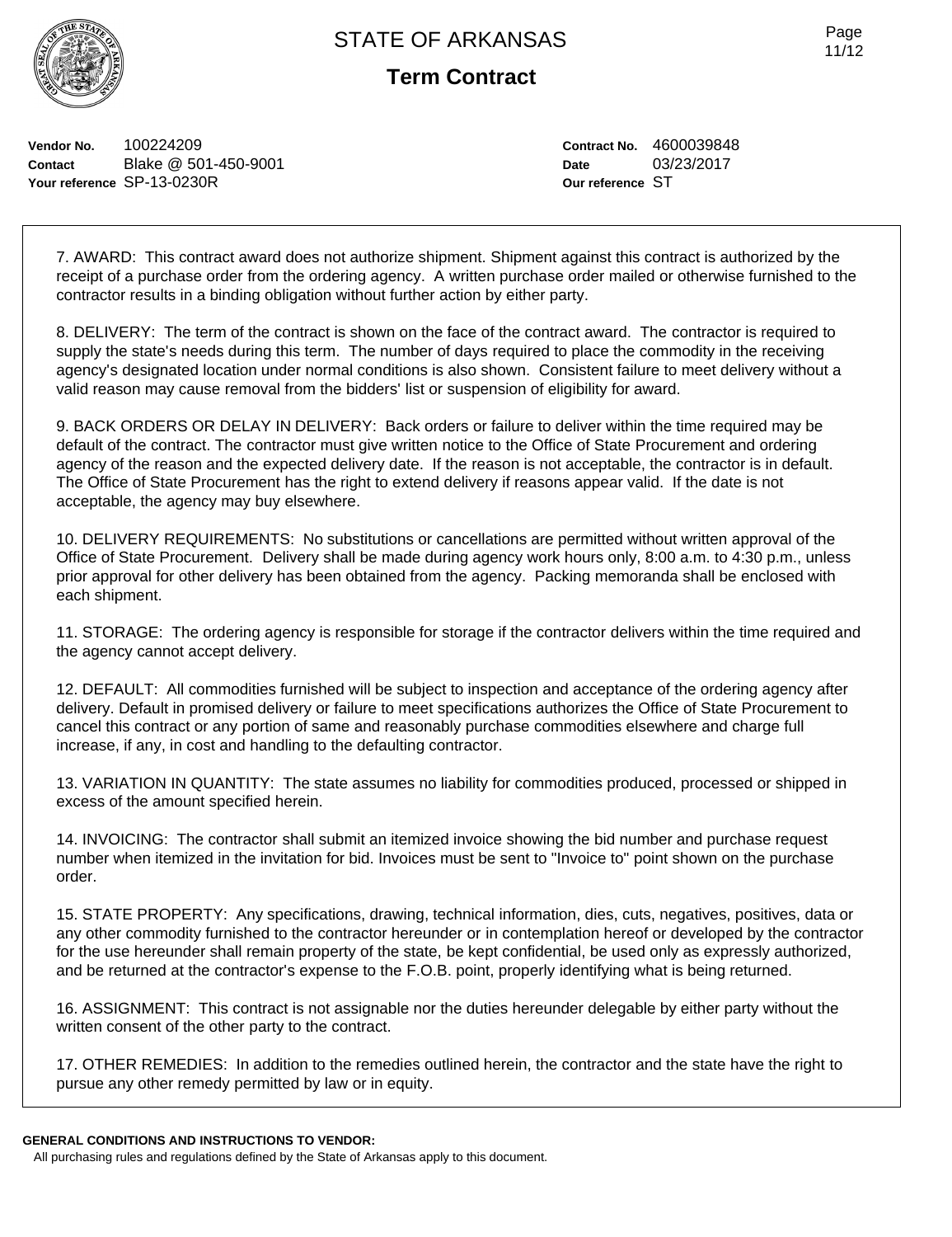Vendor No. 100224209
Contact Blake @ 501-450-9001
Your reference SP-13-0230R

Contract No. 4600039848
Date 03/23/2017
Our reference ST

7. AWARD: This contract award does not authorize shipment. Shipment against this contract is authorized by the receipt of a purchase order from the ordering agency. A written purchase order mailed or otherwise furnished to the contractor results in a binding obligation without further action by either party.

8. DELIVERY: The term of the contract is shown on the face of the contract award. The contractor is required to supply the state's needs during this term. The number of days required to place the commodity in the receiving agency's designated location under normal conditions is also shown. Consistent failure to meet delivery without a valid reason may cause removal from the bidders' list or suspension of eligibility for award.

9. BACK ORDERS OR DELAY IN DELIVERY: Back orders or failure to deliver within the time required may be default of the contract. The contractor must give written notice to the Office of State Procurement and ordering agency of the reason and the expected delivery date. If the reason is not acceptable, the contractor is in default. The Office of State Procurement has the right to extend delivery if reasons appear valid. If the date is not acceptable, the agency may buy elsewhere.

10. DELIVERY REQUIREMENTS: No substitutions or cancellations are permitted without written approval of the Office of State Procurement. Delivery shall be made during agency work hours only, 8:00 a.m. to 4:30 p.m., unless prior approval for other delivery has been obtained from the agency. Packing memoranda shall be enclosed with each shipment.

11. STORAGE: The ordering agency is responsible for storage if the contractor delivers within the time required and the agency cannot accept delivery.

12. DEFAULT: All commodities furnished will be subject to inspection and acceptance of the ordering agency after delivery. Default in promised delivery or failure to meet specifications authorizes the Office of State Procurement to cancel this contract or any portion of same and reasonably purchase commodities elsewhere and charge full increase, if any, in cost and handling to the defaulting contractor.

13. VARIATION IN QUANTITY: The state assumes no liability for commodities produced, processed or shipped in excess of the amount specified herein.

14. INVOICING: The contractor shall submit an itemized invoice showing the bid number and purchase request number when itemized in the invitation for bid. Invoices must be sent to "Invoice to" point shown on the purchase order.

15. STATE PROPERTY: Any specifications, drawing, technical information, dies, cuts, negatives, positives, data or any other commodity furnished to the contractor hereunder or in contemplation hereof or developed by the contractor for the use hereunder shall remain property of the state, be kept confidential, be used only as expressly authorized, and be returned at the contractor's expense to the F.O.B. point, properly identifying what is being returned.

16. ASSIGNMENT: This contract is not assignable nor the duties hereunder delegable by either party without the written consent of the other party to the contract.

17. OTHER REMEDIES: In addition to the remedies outlined herein, the contractor and the state have the right to pursue any other remedy permitted by law or in equity.

**GENERAL CONDITIONS AND INSTRUCTIONS TO VENDOR:**

All purchasing rules and regulations defined by the State of Arkansas apply to this document.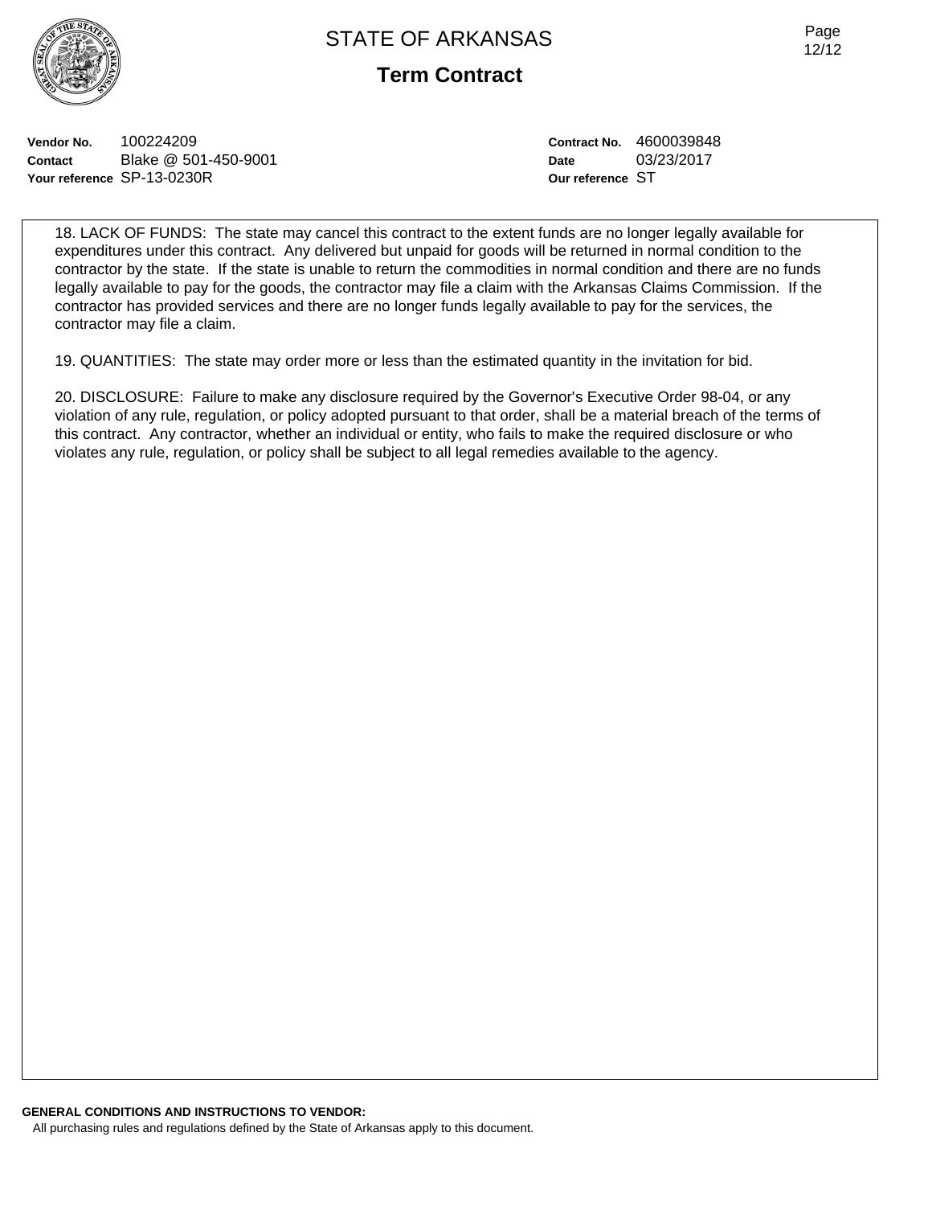**Vendor No.** 100224209
**Contact** Blake @ 501-450-9001
**Your reference** SP-13-0230R

**Contract No.** 4600039848
**Date** 03/23/2017
**Our reference** ST

18. LACK OF FUNDS: The state may cancel this contract to the extent funds are no longer legally available for expenditures under this contract. Any delivered but unpaid for goods will be returned in normal condition to the contractor by the state. If the state is unable to return the commodities in normal condition and there are no funds legally available to pay for the goods, the contractor may file a claim with the Arkansas Claims Commission. If the contractor has provided services and there are no longer funds legally available to pay for the services, the contractor may file a claim.

19. QUANTITIES: The state may order more or less than the estimated quantity in the invitation for bid.

20. DISCLOSURE: Failure to make any disclosure required by the Governor's Executive Order 98-04, or any violation of any rule, regulation, or policy adopted pursuant to that order, shall be a material breach of the terms of this contract. Any contractor, whether an individual or entity, who fails to make the required disclosure or who violates any rule, regulation, or policy shall be subject to all legal remedies available to the agency.

**GENERAL CONDITIONS AND INSTRUCTIONS TO VENDOR:**

All purchasing rules and regulations defined by the State of Arkansas apply to this document.